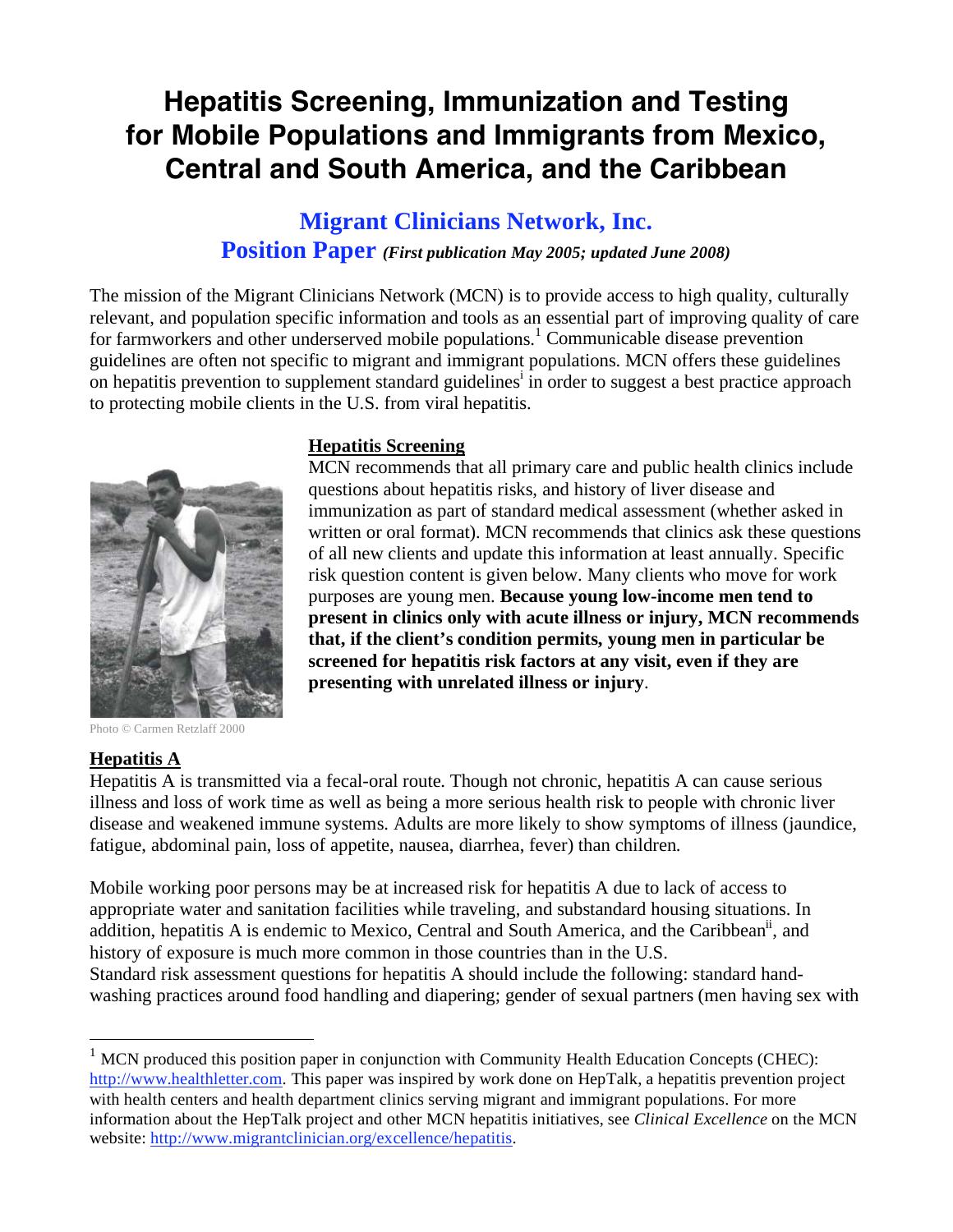# Hepatitis Screening, Immunization and Testing for Mobile Populations and Immigrants from Mexico, Central and South America, and the Caribbean

## Migrant Clinicians Network, Inc.

## Position Paper *(First publication May 2005; updated June 2008)*

The mission of the Migrant Clinicians Network (MCN) is to provide access to high quality, culturally relevant, and population specific information and tools as an essential part of improving quality of care for farmworkers and other underserved mobile populations.[1] Communicable disease prevention guidelines are often not specific to migrant and immigrant populations. MCN offers these guidelines on hepatitis prevention to supplement standard guidelines[i] in order to suggest a best practice approach to protecting mobile clients in the U.S. from viral hepatitis.

Photo © Carmen Retzlaff 2000

### Hepatitis Screening

MCN recommends that all primary care and public health clinics include questions about hepatitis risks, and history of liver disease and immunization as part of standard medical assessment (whether asked in written or oral format). MCN recommends that clinics ask these questions of all new clients and update this information at least annually. Specific risk question content is given below. Many clients who move for work purposes are young men. **Because young low-income men tend to present in clinics only with acute illness or injury, MCN recommends that, if the client's condition permits, young men in particular be screened for hepatitis risk factors at any visit, even if they are presenting with unrelated illness or injury**.

### Hepatitis A

Hepatitis A is transmitted via a fecal-oral route. Though not chronic, hepatitis A can cause serious illness and loss of work time as well as being a more serious health risk to people with chronic liver disease and weakened immune systems. Adults are more likely to show symptoms of illness (jaundice, fatigue, abdominal pain, loss of appetite, nausea, diarrhea, fever) than children.

Mobile working poor persons may be at increased risk for hepatitis A due to lack of access to appropriate water and sanitation facilities while traveling, and substandard housing situations. In addition, hepatitis A is endemic to Mexico, Central and South America, and the Caribbean[ii], and history of exposure is much more common in those countries than in the U.S.
Standard risk assessment questions for hepatitis A should include the following: standard hand-washing practices around food handling and diapering; gender of sexual partners (men having sex with

---

[1] MCN produced this position paper in conjunction with Community Health Education Concepts (CHEC): http://www.healthletter.com. This paper was inspired by work done on HepTalk, a hepatitis prevention project with health centers and health department clinics serving migrant and immigrant populations. For more information about the HepTalk project and other MCN hepatitis initiatives, see *Clinical Excellence* on the MCN website: http://www.migrantclinician.org/excellence/hepatitis.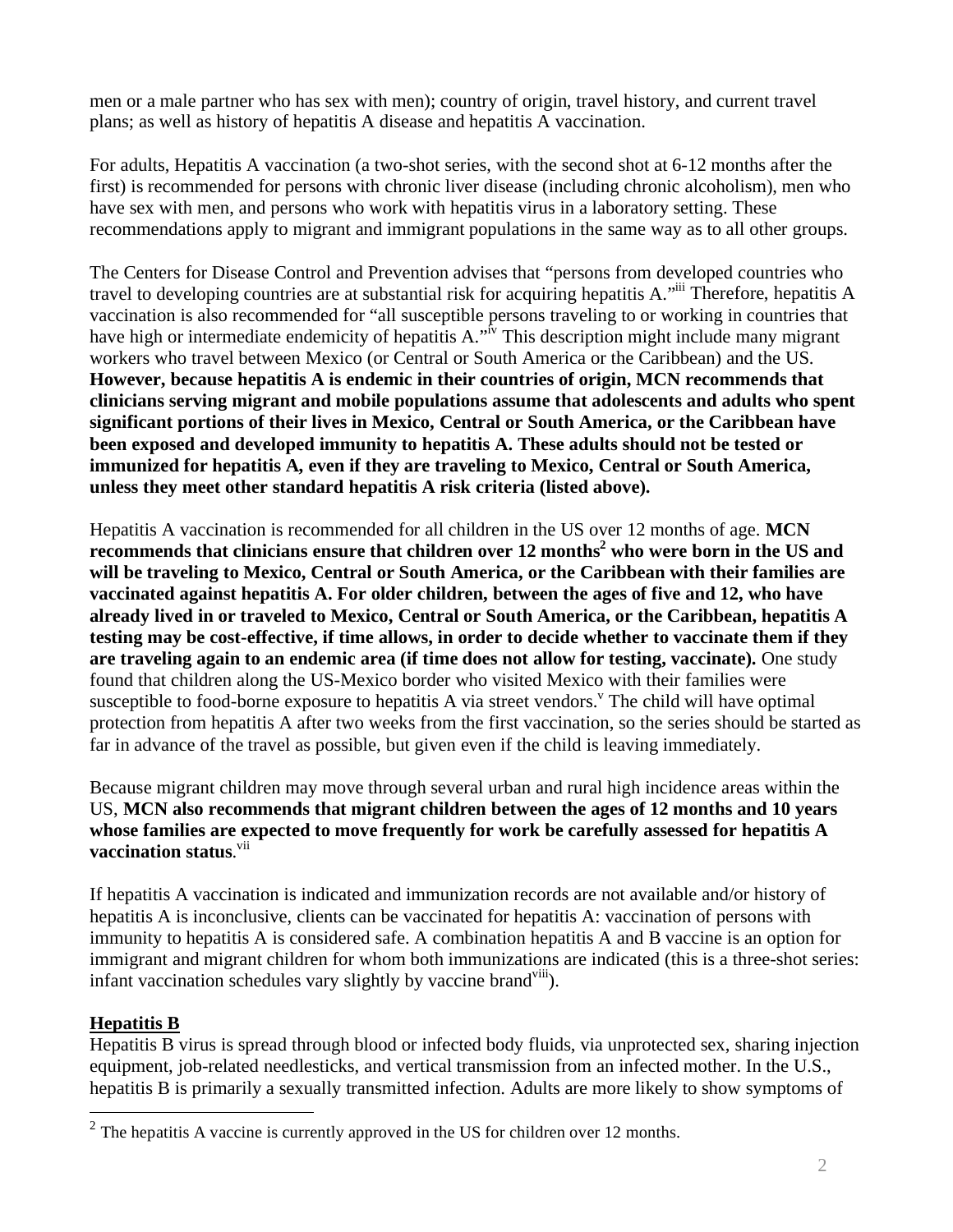men or a male partner who has sex with men); country of origin, travel history, and current travel plans; as well as history of hepatitis A disease and hepatitis A vaccination.

For adults, Hepatitis A vaccination (a two-shot series, with the second shot at 6-12 months after the first) is recommended for persons with chronic liver disease (including chronic alcoholism), men who have sex with men, and persons who work with hepatitis virus in a laboratory setting. These recommendations apply to migrant and immigrant populations in the same way as to all other groups.

The Centers for Disease Control and Prevention advises that "persons from developed countries who travel to developing countries are at substantial risk for acquiring hepatitis A."[iii] Therefore, hepatitis A vaccination is also recommended for "all susceptible persons traveling to or working in countries that have high or intermediate endemicity of hepatitis A."[iv] This description might include many migrant workers who travel between Mexico (or Central or South America or the Caribbean) and the US. **However, because hepatitis A is endemic in their countries of origin, MCN recommends that clinicians serving migrant and mobile populations assume that adolescents and adults who spent significant portions of their lives in Mexico, Central or South America, or the Caribbean have been exposed and developed immunity to hepatitis A. These adults should not be tested or immunized for hepatitis A, even if they are traveling to Mexico, Central or South America, unless they meet other standard hepatitis A risk criteria (listed above).**

Hepatitis A vaccination is recommended for all children in the US over 12 months of age. **MCN recommends that clinicians ensure that children over 12 months[2] who were born in the US and will be traveling to Mexico, Central or South America, or the Caribbean with their families are vaccinated against hepatitis A. For older children, between the ages of five and 12, who have already lived in or traveled to Mexico, Central or South America, or the Caribbean, hepatitis A testing may be cost-effective, if time allows, in order to decide whether to vaccinate them if they are traveling again to an endemic area (if time does not allow for testing, vaccinate).** One study found that children along the US-Mexico border who visited Mexico with their families were susceptible to food-borne exposure to hepatitis A via street vendors.[v] The child will have optimal protection from hepatitis A after two weeks from the first vaccination, so the series should be started as far in advance of the travel as possible, but given even if the child is leaving immediately.

Because migrant children may move through several urban and rural high incidence areas within the US, **MCN also recommends that migrant children between the ages of 12 months and 10 years whose families are expected to move frequently for work be carefully assessed for hepatitis A vaccination status**.[vii]

If hepatitis A vaccination is indicated and immunization records are not available and/or history of hepatitis A is inconclusive, clients can be vaccinated for hepatitis A: vaccination of persons with immunity to hepatitis A is considered safe. A combination hepatitis A and B vaccine is an option for immigrant and migrant children for whom both immunizations are indicated (this is a three-shot series: infant vaccination schedules vary slightly by vaccine brand[viii]).

## Hepatitis B

Hepatitis B virus is spread through blood or infected body fluids, via unprotected sex, sharing injection equipment, job-related needlesticks, and vertical transmission from an infected mother. In the U.S., hepatitis B is primarily a sexually transmitted infection. Adults are more likely to show symptoms of

---

[2] The hepatitis A vaccine is currently approved in the US for children over 12 months.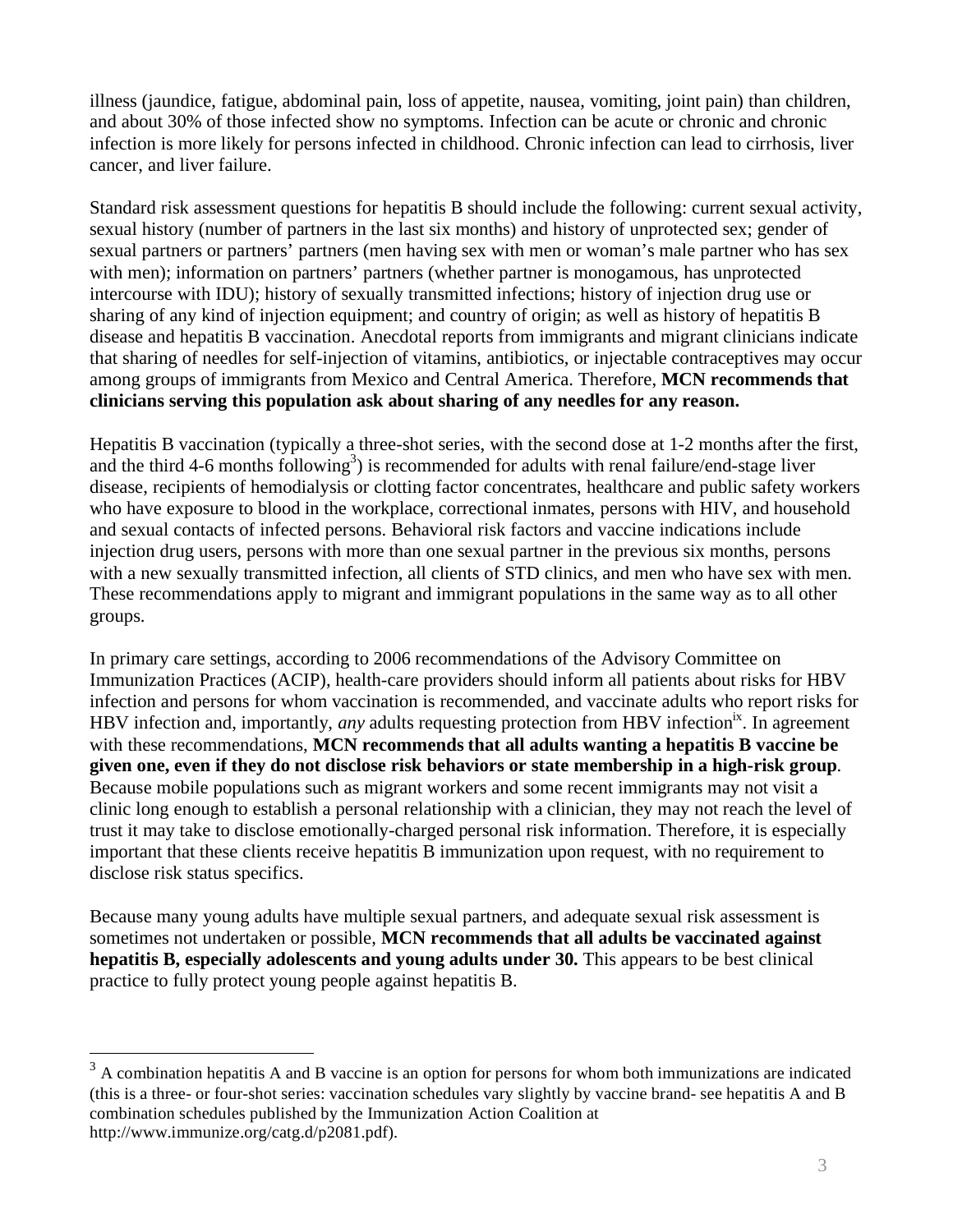illness (jaundice, fatigue, abdominal pain, loss of appetite, nausea, vomiting, joint pain) than children, and about 30% of those infected show no symptoms. Infection can be acute or chronic and chronic infection is more likely for persons infected in childhood. Chronic infection can lead to cirrhosis, liver cancer, and liver failure.

Standard risk assessment questions for hepatitis B should include the following: current sexual activity, sexual history (number of partners in the last six months) and history of unprotected sex; gender of sexual partners or partners' partners (men having sex with men or woman's male partner who has sex with men); information on partners' partners (whether partner is monogamous, has unprotected intercourse with IDU); history of sexually transmitted infections; history of injection drug use or sharing of any kind of injection equipment; and country of origin; as well as history of hepatitis B disease and hepatitis B vaccination. Anecdotal reports from immigrants and migrant clinicians indicate that sharing of needles for self-injection of vitamins, antibiotics, or injectable contraceptives may occur among groups of immigrants from Mexico and Central America. Therefore, **MCN recommends that clinicians serving this population ask about sharing of any needles for any reason.**

Hepatitis B vaccination (typically a three-shot series, with the second dose at 1-2 months after the first, and the third 4-6 months following[3]) is recommended for adults with renal failure/end-stage liver disease, recipients of hemodialysis or clotting factor concentrates, healthcare and public safety workers who have exposure to blood in the workplace, correctional inmates, persons with HIV, and household and sexual contacts of infected persons. Behavioral risk factors and vaccine indications include injection drug users, persons with more than one sexual partner in the previous six months, persons with a new sexually transmitted infection, all clients of STD clinics, and men who have sex with men. These recommendations apply to migrant and immigrant populations in the same way as to all other groups.

In primary care settings, according to 2006 recommendations of the Advisory Committee on Immunization Practices (ACIP), health-care providers should inform all patients about risks for HBV infection and persons for whom vaccination is recommended, and vaccinate adults who report risks for HBV infection and, importantly, *any* adults requesting protection from HBV infection[ix]. In agreement with these recommendations, **MCN recommends that all adults wanting a hepatitis B vaccine be given one, even if they do not disclose risk behaviors or state membership in a high-risk group**. Because mobile populations such as migrant workers and some recent immigrants may not visit a clinic long enough to establish a personal relationship with a clinician, they may not reach the level of trust it may take to disclose emotionally-charged personal risk information. Therefore, it is especially important that these clients receive hepatitis B immunization upon request, with no requirement to disclose risk status specifics.

Because many young adults have multiple sexual partners, and adequate sexual risk assessment is sometimes not undertaken or possible, **MCN recommends that all adults be vaccinated against hepatitis B, especially adolescents and young adults under 30.** This appears to be best clinical practice to fully protect young people against hepatitis B.

---

[3] A combination hepatitis A and B vaccine is an option for persons for whom both immunizations are indicated (this is a three- or four-shot series: vaccination schedules vary slightly by vaccine brand- see hepatitis A and B combination schedules published by the Immunization Action Coalition at http://www.immunize.org/catg.d/p2081.pdf).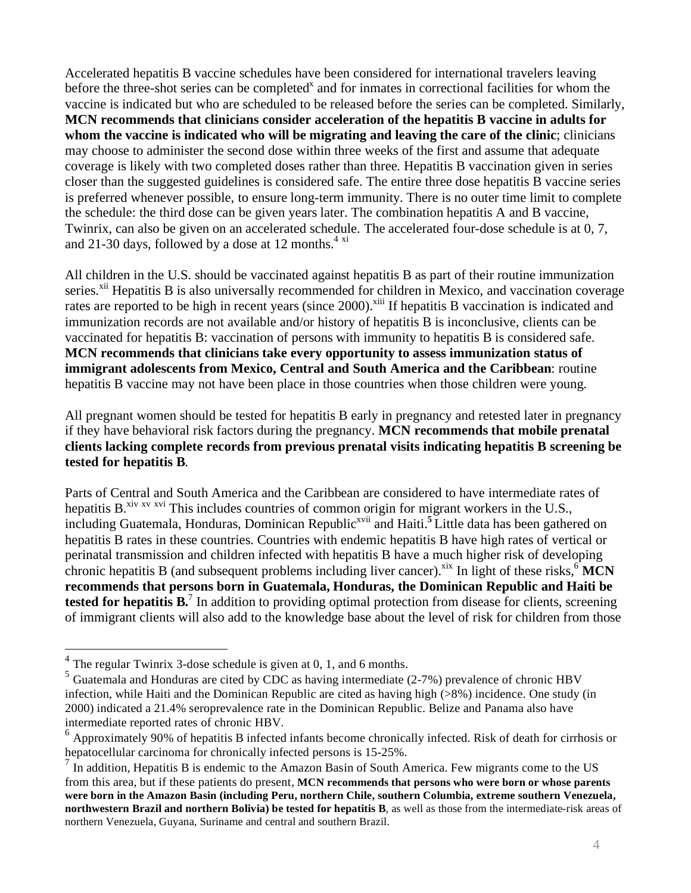Accelerated hepatitis B vaccine schedules have been considered for international travelers leaving before the three-shot series can be completed[x] and for inmates in correctional facilities for whom the vaccine is indicated but who are scheduled to be released before the series can be completed. Similarly, **MCN recommends that clinicians consider acceleration of the hepatitis B vaccine in adults for whom the vaccine is indicated who will be migrating and leaving the care of the clinic**; clinicians may choose to administer the second dose within three weeks of the first and assume that adequate coverage is likely with two completed doses rather than three. Hepatitis B vaccination given in series closer than the suggested guidelines is considered safe. The entire three dose hepatitis B vaccine series is preferred whenever possible, to ensure long-term immunity. There is no outer time limit to complete the schedule: the third dose can be given years later. The combination hepatitis A and B vaccine, Twinrix, can also be given on an accelerated schedule. The accelerated four-dose schedule is at 0, 7, and 21-30 days, followed by a dose at 12 months.[4] [xi]

All children in the U.S. should be vaccinated against hepatitis B as part of their routine immunization series.[xii] Hepatitis B is also universally recommended for children in Mexico, and vaccination coverage rates are reported to be high in recent years (since 2000).[xiii] If hepatitis B vaccination is indicated and immunization records are not available and/or history of hepatitis B is inconclusive, clients can be vaccinated for hepatitis B: vaccination of persons with immunity to hepatitis B is considered safe. **MCN recommends that clinicians take every opportunity to assess immunization status of immigrant adolescents from Mexico, Central and South America and the Caribbean**: routine hepatitis B vaccine may not have been place in those countries when those children were young.

All pregnant women should be tested for hepatitis B early in pregnancy and retested later in pregnancy if they have behavioral risk factors during the pregnancy. **MCN recommends that mobile prenatal clients lacking complete records from previous prenatal visits indicating hepatitis B screening be tested for hepatitis B**.

Parts of Central and South America and the Caribbean are considered to have intermediate rates of hepatitis B.[xiv] [xv] [xvi] This includes countries of common origin for migrant workers in the U.S., including Guatemala, Honduras, Dominican Republic[xvii] and Haiti.[5] Little data has been gathered on hepatitis B rates in these countries. Countries with endemic hepatitis B have high rates of vertical or perinatal transmission and children infected with hepatitis B have a much higher risk of developing chronic hepatitis B (and subsequent problems including liver cancer).[xix] In light of these risks,[6] **MCN recommends that persons born in Guatemala, Honduras, the Dominican Republic and Haiti be tested for hepatitis B.**[7] In addition to providing optimal protection from disease for clients, screening of immigrant clients will also add to the knowledge base about the level of risk for children from those

---

[4] The regular Twinrix 3-dose schedule is given at 0, 1, and 6 months.

[5] Guatemala and Honduras are cited by CDC as having intermediate (2-7%) prevalence of chronic HBV infection, while Haiti and the Dominican Republic are cited as having high (>8%) incidence. One study (in 2000) indicated a 21.4% seroprevalence rate in the Dominican Republic. Belize and Panama also have intermediate reported rates of chronic HBV.

[6] Approximately 90% of hepatitis B infected infants become chronically infected. Risk of death for cirrhosis or hepatocellular carcinoma for chronically infected persons is 15-25%.

[7] In addition, Hepatitis B is endemic to the Amazon Basin of South America. Few migrants come to the US from this area, but if these patients do present, **MCN recommends that persons who were born or whose parents were born in the Amazon Basin (including Peru, northern Chile, southern Columbia, extreme southern Venezuela, northwestern Brazil and northern Bolivia) be tested for hepatitis B**, as well as those from the intermediate-risk areas of northern Venezuela, Guyana, Suriname and central and southern Brazil.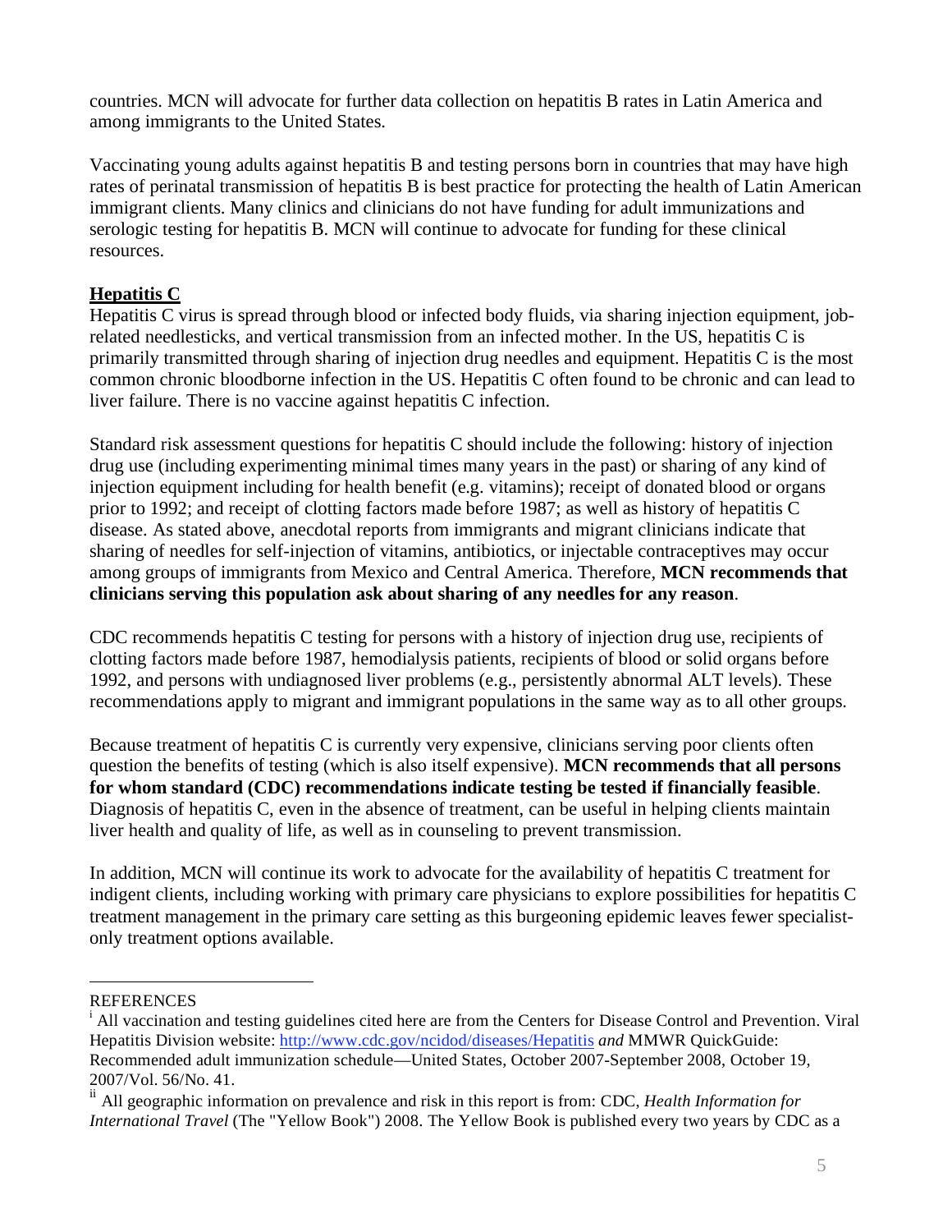countries. MCN will advocate for further data collection on hepatitis B rates in Latin America and among immigrants to the United States.

Vaccinating young adults against hepatitis B and testing persons born in countries that may have high rates of perinatal transmission of hepatitis B is best practice for protecting the health of Latin American immigrant clients. Many clinics and clinicians do not have funding for adult immunizations and serologic testing for hepatitis B. MCN will continue to advocate for funding for these clinical resources.

## Hepatitis C

Hepatitis C virus is spread through blood or infected body fluids, via sharing injection equipment, job-related needlesticks, and vertical transmission from an infected mother. In the US, hepatitis C is primarily transmitted through sharing of injection drug needles and equipment. Hepatitis C is the most common chronic bloodborne infection in the US. Hepatitis C often found to be chronic and can lead to liver failure. There is no vaccine against hepatitis C infection.

Standard risk assessment questions for hepatitis C should include the following: history of injection drug use (including experimenting minimal times many years in the past) or sharing of any kind of injection equipment including for health benefit (e.g. vitamins); receipt of donated blood or organs prior to 1992; and receipt of clotting factors made before 1987; as well as history of hepatitis C disease. As stated above, anecdotal reports from immigrants and migrant clinicians indicate that sharing of needles for self-injection of vitamins, antibiotics, or injectable contraceptives may occur among groups of immigrants from Mexico and Central America. Therefore, **MCN recommends that clinicians serving this population ask about sharing of any needles for any reason**.

CDC recommends hepatitis C testing for persons with a history of injection drug use, recipients of clotting factors made before 1987, hemodialysis patients, recipients of blood or solid organs before 1992, and persons with undiagnosed liver problems (e.g., persistently abnormal ALT levels). These recommendations apply to migrant and immigrant populations in the same way as to all other groups.

Because treatment of hepatitis C is currently very expensive, clinicians serving poor clients often question the benefits of testing (which is also itself expensive). **MCN recommends that all persons for whom standard (CDC) recommendations indicate testing be tested if financially feasible**. Diagnosis of hepatitis C, even in the absence of treatment, can be useful in helping clients maintain liver health and quality of life, as well as in counseling to prevent transmission.

In addition, MCN will continue its work to advocate for the availability of hepatitis C treatment for indigent clients, including working with primary care physicians to explore possibilities for hepatitis C treatment management in the primary care setting as this burgeoning epidemic leaves fewer specialist-only treatment options available.

---

REFERENCES

[i] All vaccination and testing guidelines cited here are from the Centers for Disease Control and Prevention. Viral Hepatitis Division website: http://www.cdc.gov/ncidod/diseases/Hepatitis *and* MMWR QuickGuide: Recommended adult immunization schedule—United States, October 2007-September 2008, October 19, 2007/Vol. 56/No. 41.

[ii] All geographic information on prevalence and risk in this report is from: CDC, *Health Information for International Travel* (The "Yellow Book") 2008. The Yellow Book is published every two years by CDC as a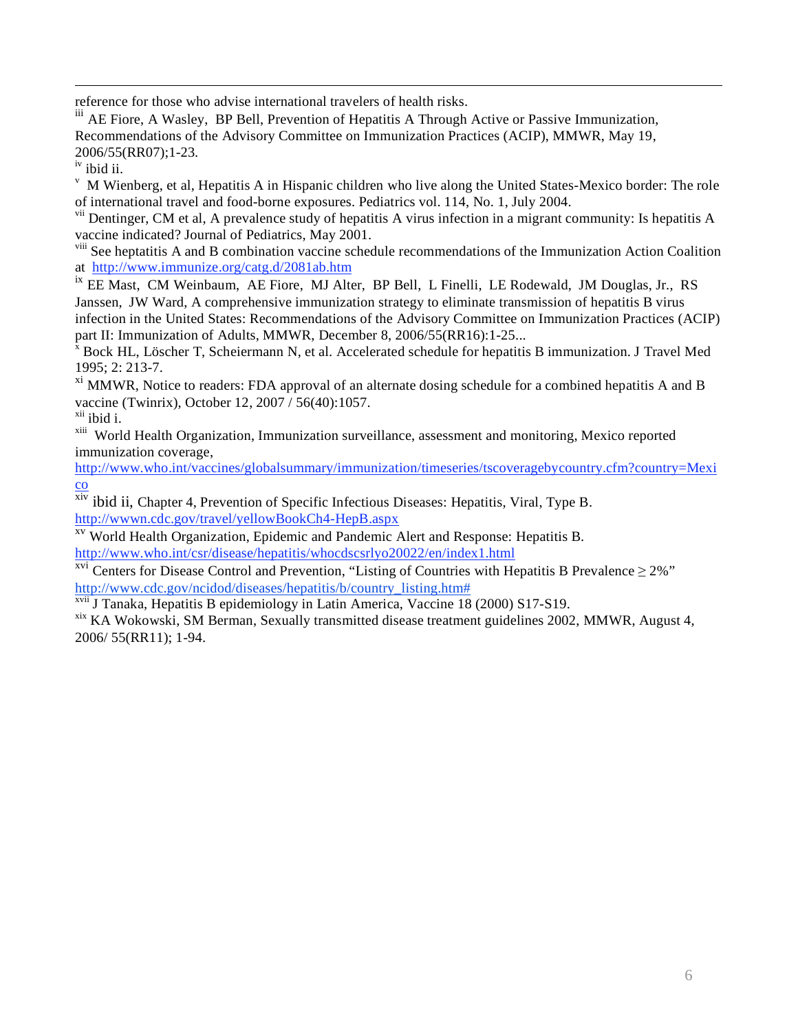reference for those who advise international travelers of health risks.

[iii] AE Fiore, A Wasley, BP Bell, Prevention of Hepatitis A Through Active or Passive Immunization, Recommendations of the Advisory Committee on Immunization Practices (ACIP), MMWR, May 19, 2006/55(RR07);1-23.

[iv] ibid ii.

[v] M Wienberg, et al, Hepatitis A in Hispanic children who live along the United States-Mexico border: The role of international travel and food-borne exposures. Pediatrics vol. 114, No. 1, July 2004.

[vii] Dentinger, CM et al, A prevalence study of hepatitis A virus infection in a migrant community: Is hepatitis A vaccine indicated? Journal of Pediatrics, May 2001.

[viii] See heptatitis A and B combination vaccine schedule recommendations of the Immunization Action Coalition at http://www.immunize.org/catg.d/2081ab.htm

[ix] EE Mast, CM Weinbaum, AE Fiore, MJ Alter, BP Bell, L Finelli, LE Rodewald, JM Douglas, Jr., RS Janssen, JW Ward, A comprehensive immunization strategy to eliminate transmission of hepatitis B virus infection in the United States: Recommendations of the Advisory Committee on Immunization Practices (ACIP) part II: Immunization of Adults, MMWR, December 8, 2006/55(RR16):1-25...

[x] Bock HL, Löscher T, Scheiermann N, et al. Accelerated schedule for hepatitis B immunization. J Travel Med 1995; 2: 213-7.

[xi] MMWR, Notice to readers: FDA approval of an alternate dosing schedule for a combined hepatitis A and B vaccine (Twinrix), October 12, 2007 / 56(40):1057.

[xii] ibid i.

[xiii] World Health Organization, Immunization surveillance, assessment and monitoring, Mexico reported immunization coverage, http://www.who.int/vaccines/globalsummary/immunization/tscoveragebycountry.cfm?country=Mexico

[xiv] ibid ii, Chapter 4, Prevention of Specific Infectious Diseases: Hepatitis, Viral, Type B. http://wwwn.cdc.gov/travel/yellowBookCh4-HepB.aspx

[xv] World Health Organization, Epidemic and Pandemic Alert and Response: Hepatitis B. http://www.who.int/csr/disease/hepatitis/whocdscsrlyo20022/en/index1.html

[xvi] Centers for Disease Control and Prevention, "Listing of Countries with Hepatitis B Prevalence ≥ 2%" http://www.cdc.gov/ncidod/diseases/hepatitis/b/country_listing.htm#

[xvii] J Tanaka, Hepatitis B epidemiology in Latin America, Vaccine 18 (2000) S17-S19.

[xix] KA Wokowski, SM Berman, Sexually transmitted disease treatment guidelines 2002, MMWR, August 4, 2006/ 55(RR11); 1-94.